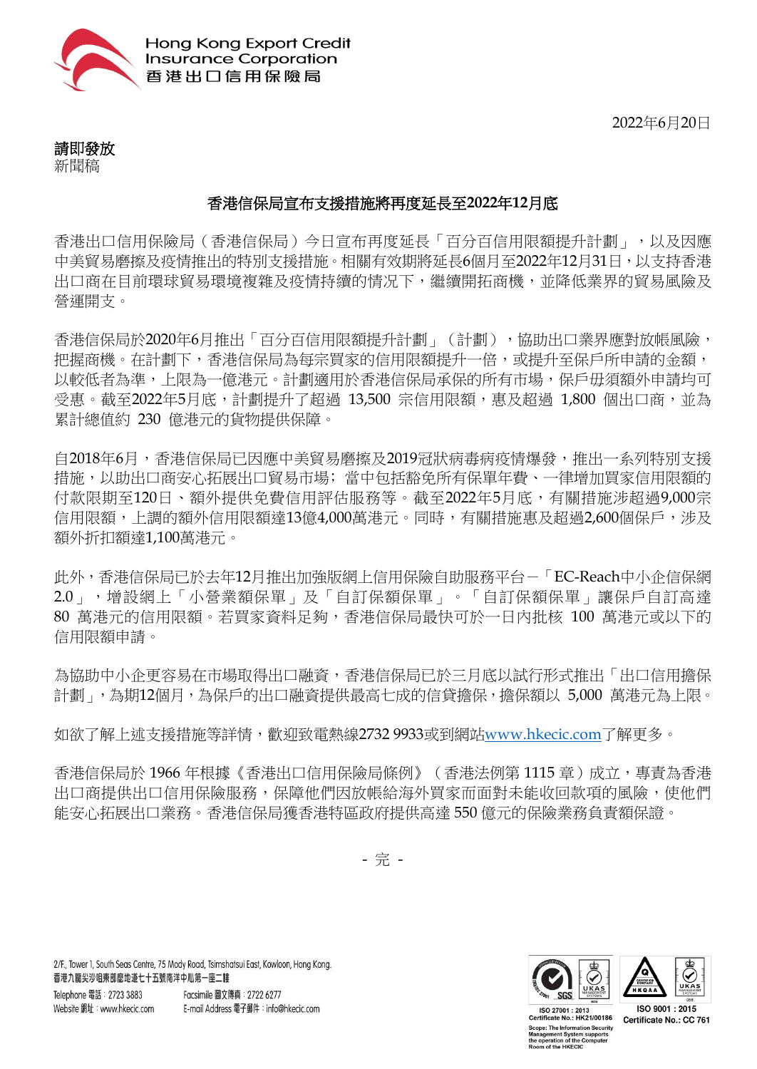Hong Kong Export Credit Insurance Corporation
香港出口信用保險局

2022年6月20日

**請即發放**
新聞稿

## 香港信保局宣布支援措施將再度延長至2022年12月底

香港出口信用保險局（香港信保局）今日宣布再度延長「百分百信用限額提升計劃」，以及因應中美貿易磨擦及疫情推出的特別支援措施。相關有效期將延長6個月至2022年12月31日，以支持香港出口商在目前環球貿易環境複雜及疫情持續的情況下，繼續開拓商機，並降低業界的貿易風險及營運開支。

香港信保局於2020年6月推出「百分百信用限額提升計劃」（計劃），協助出口業界應對放帳風險，把握商機。在計劃下，香港信保局為每宗買家的信用限額提升一倍，或提升至保戶所申請的金額，以較低者為準，上限為一億港元。計劃適用於香港信保局承保的所有市場，保戶毋須額外申請均可受惠。截至2022年5月底，計劃提升了超過 13,500 宗信用限額，惠及超過 1,800 個出口商，並為累計總值約 230 億港元的貨物提供保障。

自2018年6月，香港信保局已因應中美貿易磨擦及2019冠狀病毒病疫情爆發，推出一系列特別支援措施，以助出口商安心拓展出口貿易市場；當中包括豁免所有保單年費、一律增加買家信用限額的付款限期至120日、額外提供免費信用評估服務等。截至2022年5月底，有關措施涉超過9,000宗信用限額，上調的額外信用限額達13億4,000萬港元。同時，有關措施惠及超過2,600個保戶，涉及額外折扣額達1,100萬港元。

此外，香港信保局已於去年12月推出加強版網上信用保險自助服務平台－「EC-Reach中小企信保網2.0」，增設網上「小營業額保單」及「自訂保額保單」。「自訂保額保單」讓保戶自訂高達 80 萬港元的信用限額。若買家資料足夠，香港信保局最快可於一日內批核 100 萬港元或以下的信用限額申請。

為協助中小企更容易在市場取得出口融資，香港信保局已於三月底以試行形式推出「出口信用擔保計劃」，為期12個月，為保戶的出口融資提供最高七成的信貸擔保，擔保額以 5,000 萬港元為上限。

如欲了解上述支援措施等詳情，歡迎致電熱線2732 9933或到網站[www.hkecic.com](http://www.hkecic.com)了解更多。

香港信保局於 1966 年根據《香港出口信用保險局條例》（香港法例第 1115 章）成立，專責為香港出口商提供出口信用保險服務，保障他們因放帳給海外買家而面對未能收回款項的風險，使他們能安心拓展出口業務。香港信保局獲香港特區政府提供高達 550 億元的保險業務負責額保證。

- 完 -

2/F., Tower 1, South Seas Centre, 75 Mody Road, Tsimshatsui East, Kowloon, Hong Kong.
香港九龍尖沙咀東部麼地道七十五號南洋中心第一座二樓
Telephone 電話：2723 3883　Facsimile 圖文傳真：2722 6277
Website 網址：www.hkecic.com　E-mail Address 電子郵件：info@hkecic.com

ISO 27001 : 2013 Certificate No.: HK21/00186
Scope: The Information Security Management System supports the operation of the Computer Room of the HKECIC

ISO 9001 : 2015 Certificate No.: CC 761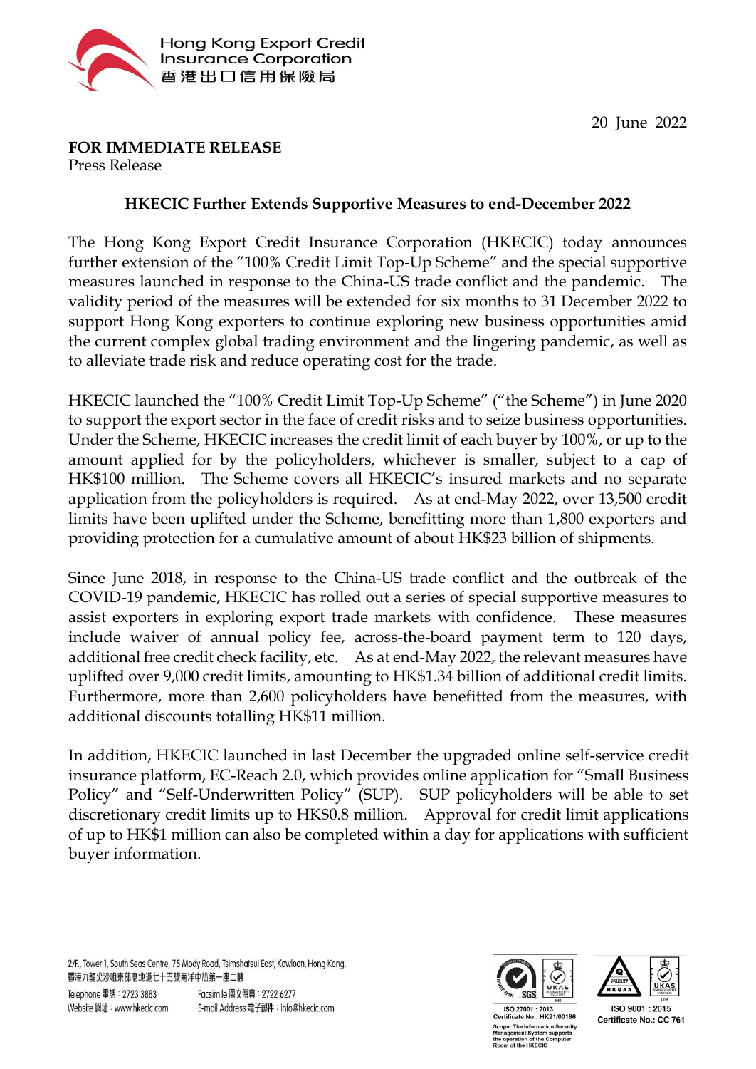20 June 2022

**FOR IMMEDIATE RELEASE**
Press Release

**HKECIC Further Extends Supportive Measures to end-December 2022**

The Hong Kong Export Credit Insurance Corporation (HKECIC) today announces further extension of the "100% Credit Limit Top-Up Scheme" and the special supportive measures launched in response to the China-US trade conflict and the pandemic. The validity period of the measures will be extended for six months to 31 December 2022 to support Hong Kong exporters to continue exploring new business opportunities amid the current complex global trading environment and the lingering pandemic, as well as to alleviate trade risk and reduce operating cost for the trade.

HKECIC launched the "100% Credit Limit Top-Up Scheme" ("the Scheme") in June 2020 to support the export sector in the face of credit risks and to seize business opportunities. Under the Scheme, HKECIC increases the credit limit of each buyer by 100%, or up to the amount applied for by the policyholders, whichever is smaller, subject to a cap of HK$100 million. The Scheme covers all HKECIC's insured markets and no separate application from the policyholders is required. As at end-May 2022, over 13,500 credit limits have been uplifted under the Scheme, benefitting more than 1,800 exporters and providing protection for a cumulative amount of about HK$23 billion of shipments.

Since June 2018, in response to the China-US trade conflict and the outbreak of the COVID-19 pandemic, HKECIC has rolled out a series of special supportive measures to assist exporters in exploring export trade markets with confidence. These measures include waiver of annual policy fee, across-the-board payment term to 120 days, additional free credit check facility, etc. As at end-May 2022, the relevant measures have uplifted over 9,000 credit limits, amounting to HK$1.34 billion of additional credit limits. Furthermore, more than 2,600 policyholders have benefitted from the measures, with additional discounts totalling HK$11 million.

In addition, HKECIC launched in last December the upgraded online self-service credit insurance platform, EC-Reach 2.0, which provides online application for "Small Business Policy" and "Self-Underwritten Policy" (SUP). SUP policyholders will be able to set discretionary credit limits up to HK$0.8 million. Approval for credit limit applications of up to HK$1 million can also be completed within a day for applications with sufficient buyer information.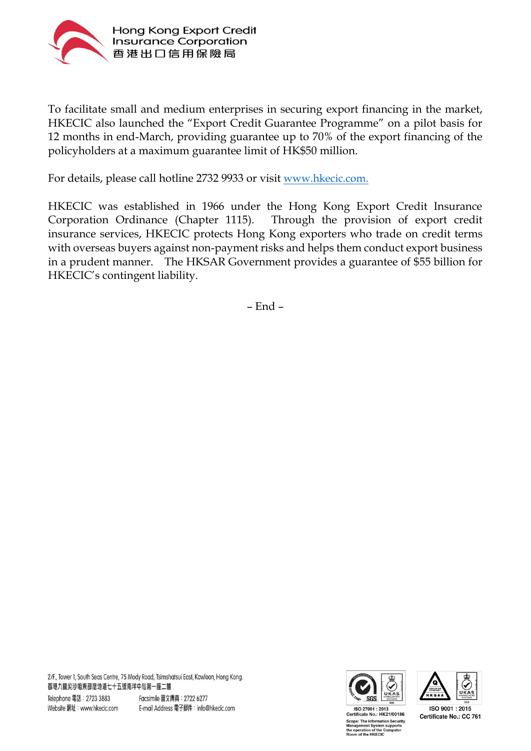To facilitate small and medium enterprises in securing export financing in the market, HKECIC also launched the "Export Credit Guarantee Programme" on a pilot basis for 12 months in end-March, providing guarantee up to 70% of the export financing of the policyholders at a maximum guarantee limit of HK$50 million.

For details, please call hotline 2732 9933 or visit www.hkecic.com.

HKECIC was established in 1966 under the Hong Kong Export Credit Insurance Corporation Ordinance (Chapter 1115). Through the provision of export credit insurance services, HKECIC protects Hong Kong exporters who trade on credit terms with overseas buyers against non-payment risks and helps them conduct export business in a prudent manner. The HKSAR Government provides a guarantee of $55 billion for HKECIC's contingent liability.

– End –